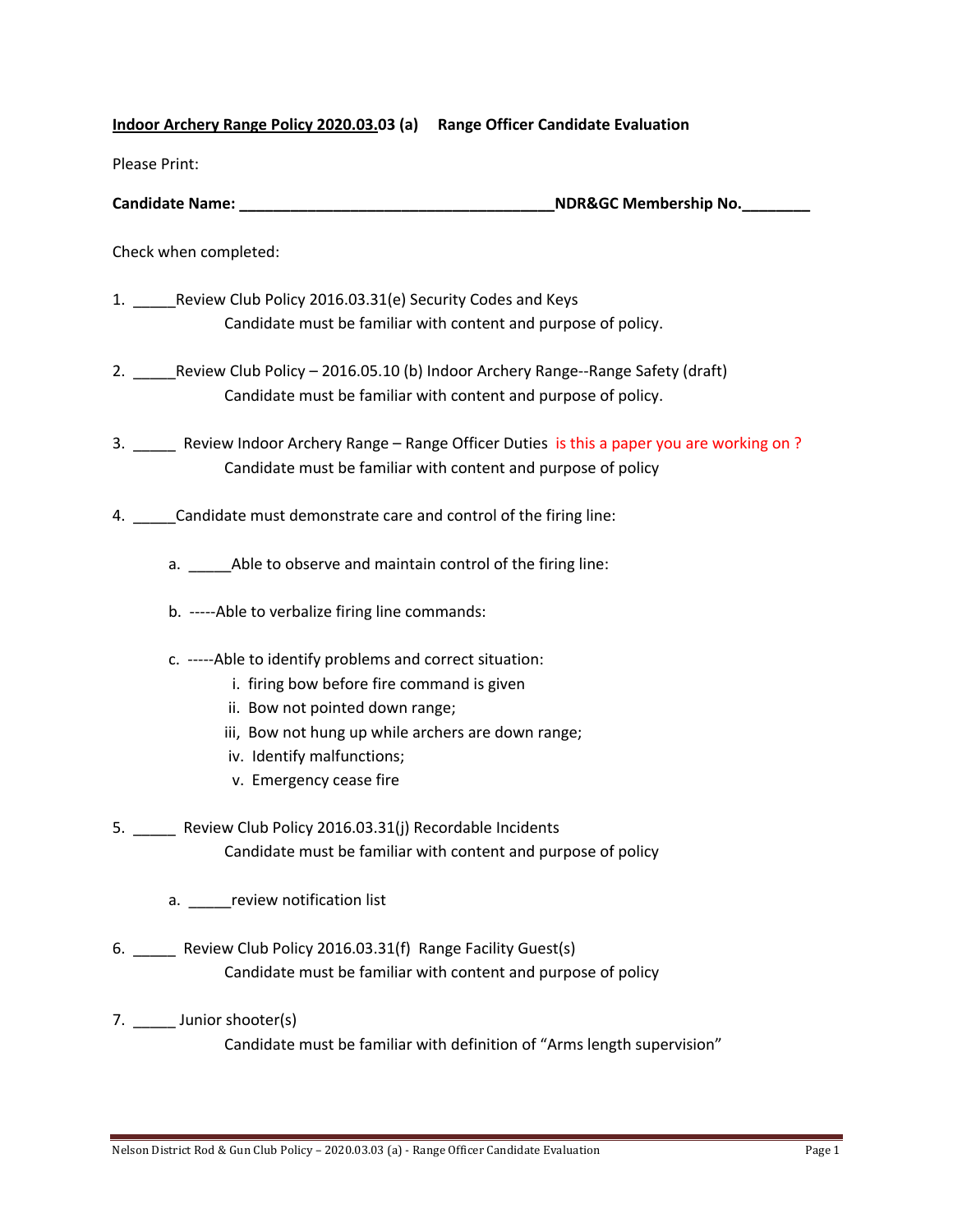**Indoor Archery Range Policy 2020.03.03 (a)** **Range Officer Candidate Evaluation**

Please Print:

**Candidate Name: _____________________________________NDR&GC Membership No.________**

Check when completed:

1. _____Review Club Policy 2016.03.31(e) Security Codes and Keys
   Candidate must be familiar with content and purpose of policy.

2. _____Review Club Policy – 2016.05.10 (b) Indoor Archery Range--Range Safety (draft)
   Candidate must be familiar with content and purpose of policy.

3. _____ Review Indoor Archery Range – Range Officer Duties is this a paper you are working on ?
   Candidate must be familiar with content and purpose of policy

4. _____Candidate must demonstrate care and control of the firing line:

   a. _____Able to observe and maintain control of the firing line:

   b. -----Able to verbalize firing line commands:

   c. -----Able to identify problems and correct situation:
      i. firing bow before fire command is given
      ii. Bow not pointed down range;
      iii, Bow not hung up while archers are down range;
      iv. Identify malfunctions;
      v. Emergency cease fire

5. _____ Review Club Policy 2016.03.31(j) Recordable Incidents
   Candidate must be familiar with content and purpose of policy

   a. _____review notification list

6. _____ Review Club Policy 2016.03.31(f) Range Facility Guest(s)
   Candidate must be familiar with content and purpose of policy

7. _____ Junior shooter(s)
   Candidate must be familiar with definition of "Arms length supervision"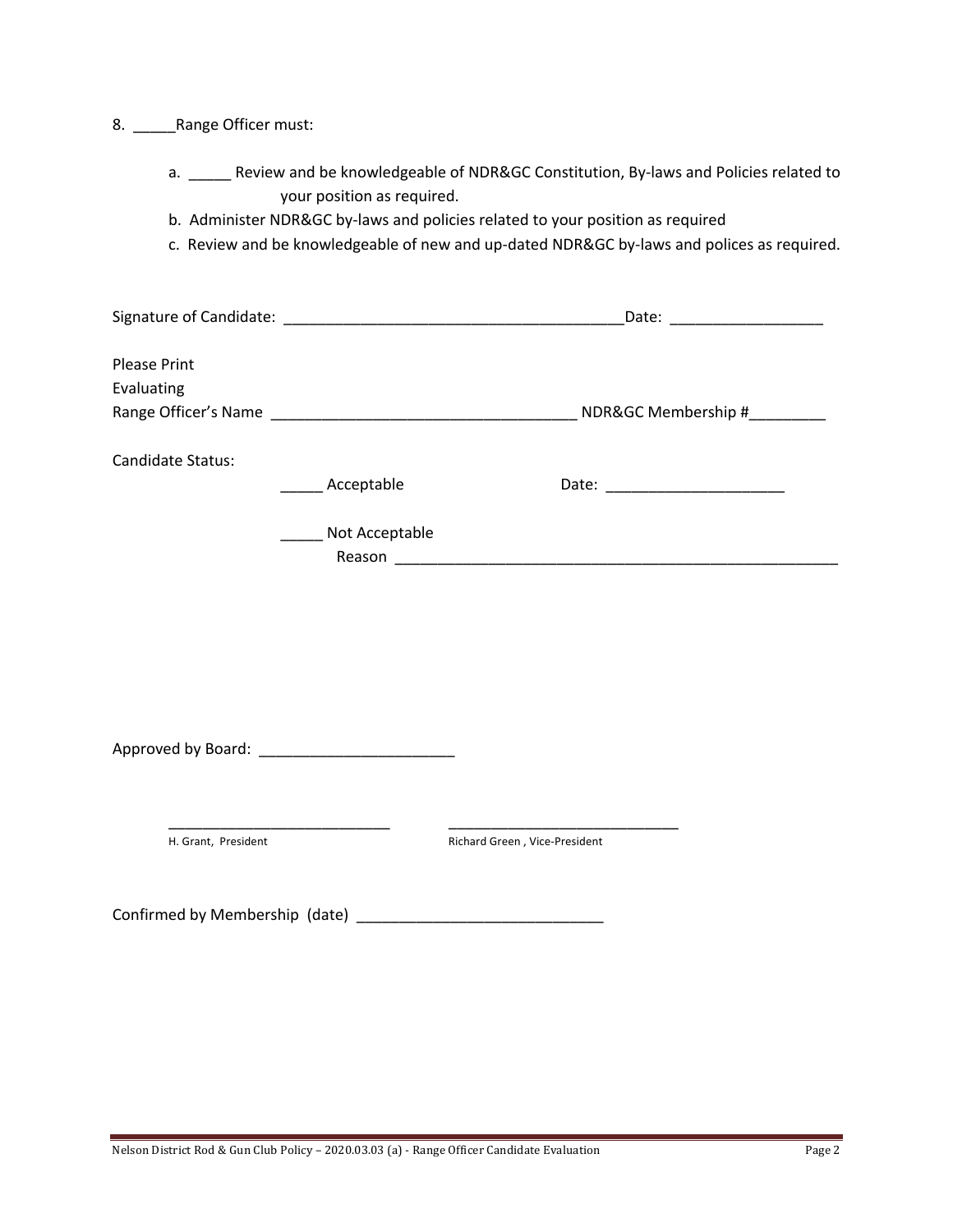8. _____Range Officer must:

   a. _____ Review and be knowledgeable of NDR&GC Constitution, By-laws and Policies related to your position as required.
   b. Administer NDR&GC by-laws and policies related to your position as required
   c. Review and be knowledgeable of new and up-dated NDR&GC by-laws and polices as required.

Signature of Candidate: ________________________________________Date: __________________

Please Print
Evaluating
Range Officer's Name ____________________________________ NDR&GC Membership #_________

Candidate Status:

_____ Acceptable          Date: _____________________

_____ Not Acceptable
Reason ______________________________________________________

Approved by Board: _______________________

___________________________          ____________________________
H. Grant, President          Richard Green , Vice-President

Confirmed by Membership (date) _____________________________